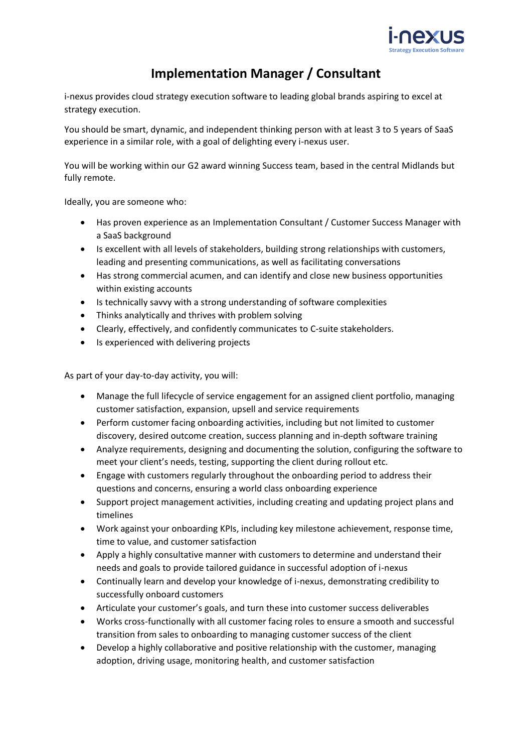# Implementation Manager / Consultant

i-nexus provides cloud strategy execution software to leading global brands aspiring to excel at strategy execution.

You should be smart, dynamic, and independent thinking person with at least 3 to 5 years of SaaS experience in a similar role, with a goal of delighting every i-nexus user.

You will be working within our G2 award winning Success team, based in the central Midlands but fully remote.

Ideally, you are someone who:

- Has proven experience as an Implementation Consultant / Customer Success Manager with a SaaS background
- Is excellent with all levels of stakeholders, building strong relationships with customers, leading and presenting communications, as well as facilitating conversations
- Has strong commercial acumen, and can identify and close new business opportunities within existing accounts
- Is technically savvy with a strong understanding of software complexities
- Thinks analytically and thrives with problem solving
- Clearly, effectively, and confidently communicates to C-suite stakeholders.
- Is experienced with delivering projects

As part of your day-to-day activity, you will:

- Manage the full lifecycle of service engagement for an assigned client portfolio, managing customer satisfaction, expansion, upsell and service requirements
- Perform customer facing onboarding activities, including but not limited to customer discovery, desired outcome creation, success planning and in-depth software training
- Analyze requirements, designing and documenting the solution, configuring the software to meet your client's needs, testing, supporting the client during rollout etc.
- Engage with customers regularly throughout the onboarding period to address their questions and concerns, ensuring a world class onboarding experience
- Support project management activities, including creating and updating project plans and timelines
- Work against your onboarding KPIs, including key milestone achievement, response time, time to value, and customer satisfaction
- Apply a highly consultative manner with customers to determine and understand their needs and goals to provide tailored guidance in successful adoption of i-nexus
- Continually learn and develop your knowledge of i-nexus, demonstrating credibility to successfully onboard customers
- Articulate your customer's goals, and turn these into customer success deliverables
- Works cross-functionally with all customer facing roles to ensure a smooth and successful transition from sales to onboarding to managing customer success of the client
- Develop a highly collaborative and positive relationship with the customer, managing adoption, driving usage, monitoring health, and customer satisfaction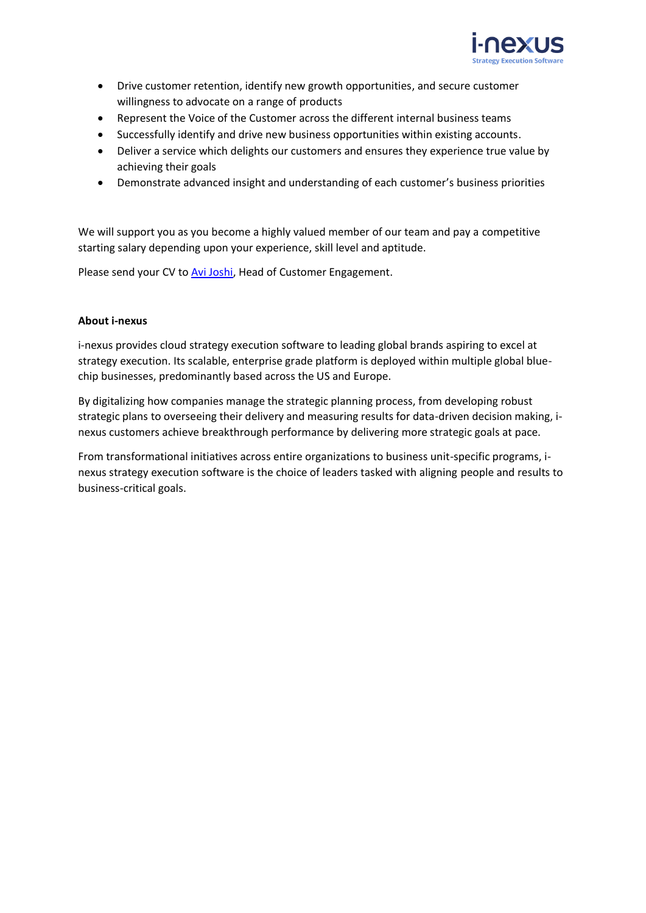- Drive customer retention, identify new growth opportunities, and secure customer willingness to advocate on a range of products
- Represent the Voice of the Customer across the different internal business teams
- Successfully identify and drive new business opportunities within existing accounts.
- Deliver a service which delights our customers and ensures they experience true value by achieving their goals
- Demonstrate advanced insight and understanding of each customer's business priorities

We will support you as you become a highly valued member of our team and pay a competitive starting salary depending upon your experience, skill level and aptitude.

Please send your CV to Avi Joshi, Head of Customer Engagement.

**About i-nexus**

i-nexus provides cloud strategy execution software to leading global brands aspiring to excel at strategy execution. Its scalable, enterprise grade platform is deployed within multiple global blue-chip businesses, predominantly based across the US and Europe.

By digitalizing how companies manage the strategic planning process, from developing robust strategic plans to overseeing their delivery and measuring results for data-driven decision making, i-nexus customers achieve breakthrough performance by delivering more strategic goals at pace.

From transformational initiatives across entire organizations to business unit-specific programs, i-nexus strategy execution software is the choice of leaders tasked with aligning people and results to business-critical goals.